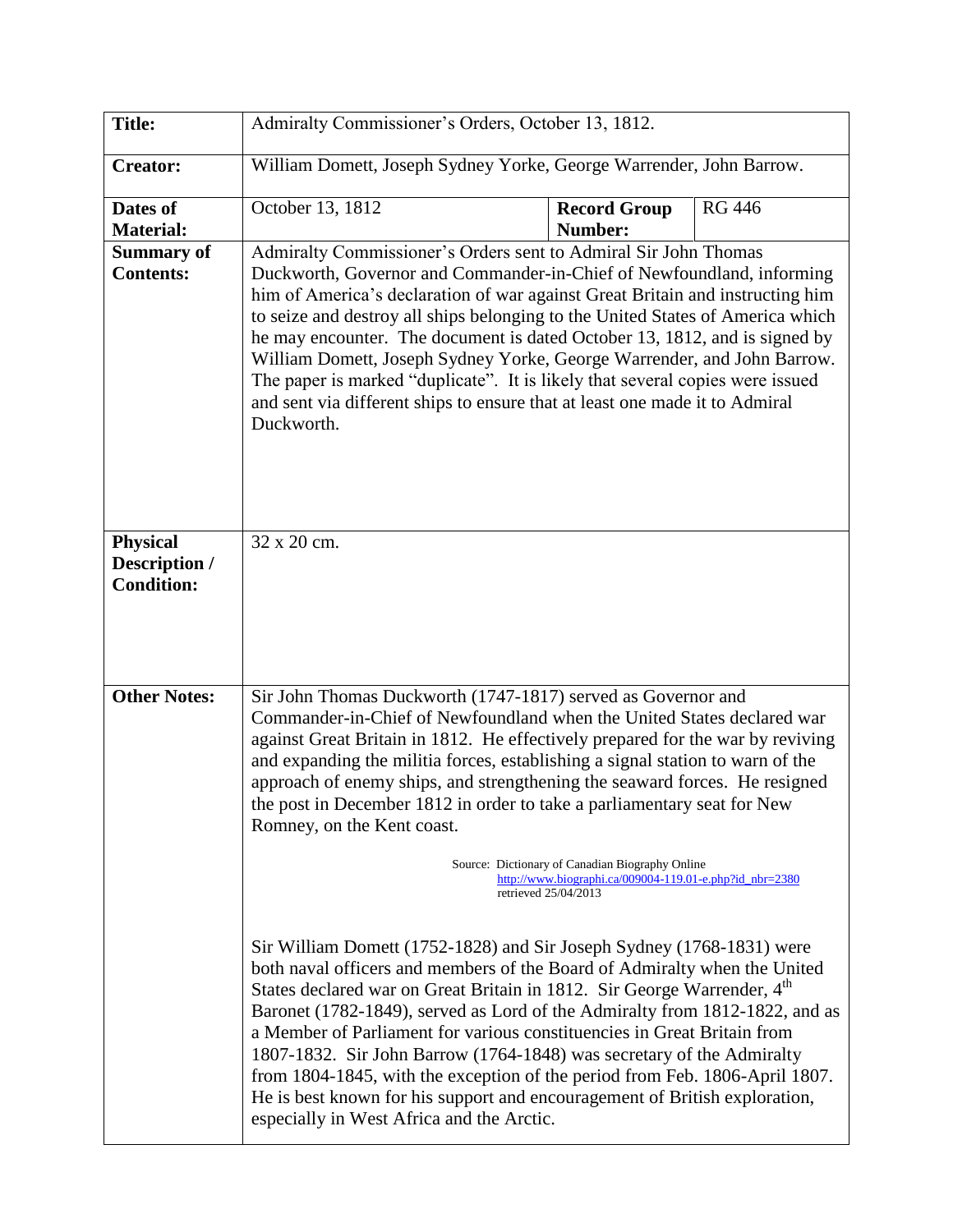| **Title:** | Admiralty Commissioner's Orders, October 13, 1812. | | |
|---|---|---|---|
| **Creator:** | William Domett, Joseph Sydney Yorke, George Warrender, John Barrow. | | |
| **Dates of Material:** | October 13, 1812 | **Record Group Number:** | RG 446 |
| **Summary of Contents:** | Admiralty Commissioner's Orders sent to Admiral Sir John Thomas Duckworth, Governor and Commander-in-Chief of Newfoundland, informing him of America's declaration of war against Great Britain and instructing him to seize and destroy all ships belonging to the United States of America which he may encounter. The document is dated October 13, 1812, and is signed by William Domett, Joseph Sydney Yorke, George Warrender, and John Barrow. The paper is marked "duplicate". It is likely that several copies were issued and sent via different ships to ensure that at least one made it to Admiral Duckworth. | | |
| **Physical Description / Condition:** | 32 x 20 cm. | | |
| **Other Notes:** | Sir John Thomas Duckworth (1747-1817) served as Governor and Commander-in-Chief of Newfoundland when the United States declared war against Great Britain in 1812. He effectively prepared for the war by reviving and expanding the militia forces, establishing a signal station to warn of the approach of enemy ships, and strengthening the seaward forces. He resigned the post in December 1812 in order to take a parliamentary seat for New Romney, on the Kent coast.<br><br>Source: Dictionary of Canadian Biography Online http://www.biographi.ca/009004-119.01-e.php?id_nbr=2380 retrieved 25/04/2013<br><br>Sir William Domett (1752-1828) and Sir Joseph Sydney (1768-1831) were both naval officers and members of the Board of Admiralty when the United States declared war on Great Britain in 1812. Sir George Warrender, 4th Baronet (1782-1849), served as Lord of the Admiralty from 1812-1822, and as a Member of Parliament for various constituencies in Great Britain from 1807-1832. Sir John Barrow (1764-1848) was secretary of the Admiralty from 1804-1845, with the exception of the period from Feb. 1806-April 1807. He is best known for his support and encouragement of British exploration, especially in West Africa and the Arctic. | | |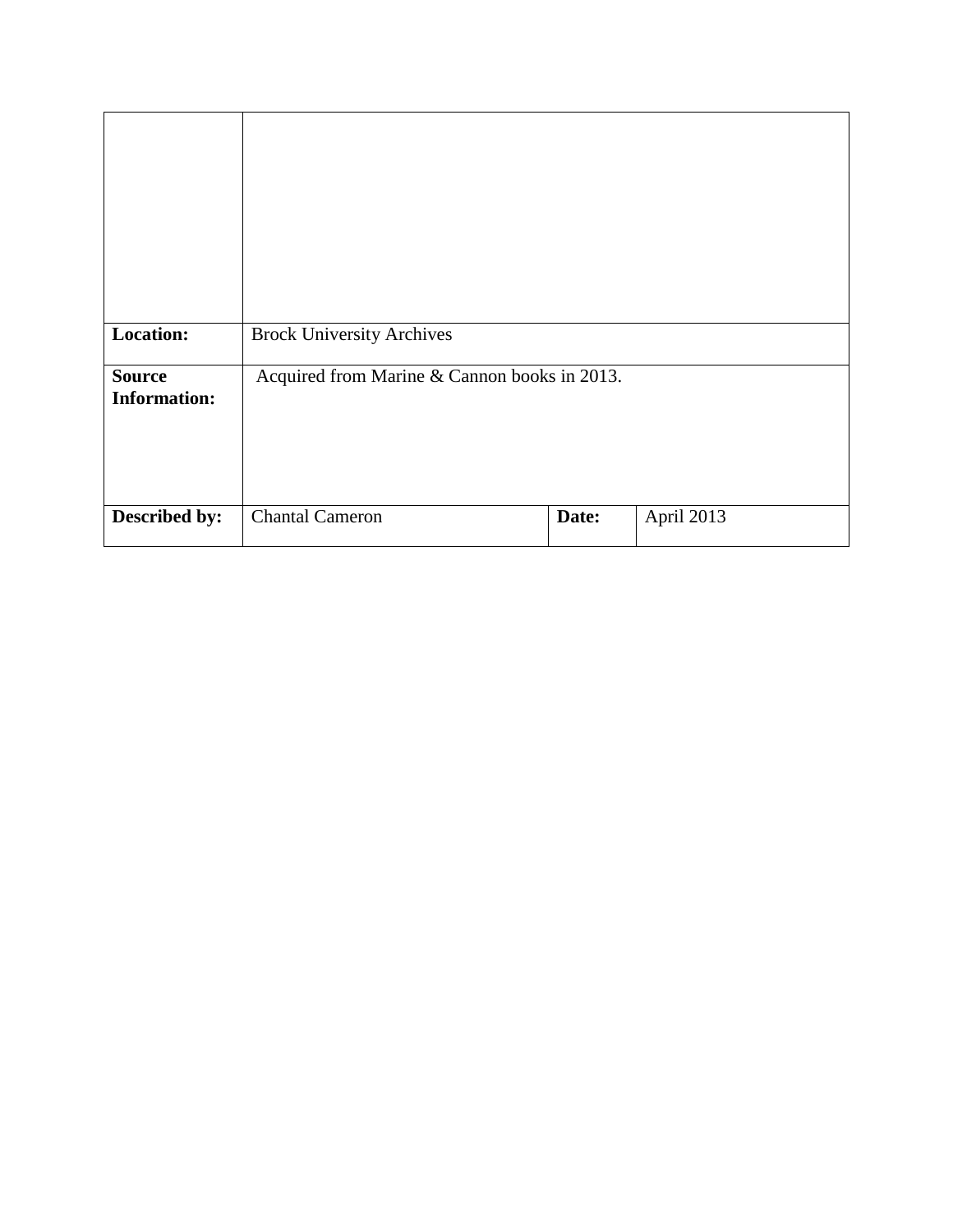| | | | |
|---|---|---|---|
| | | | |
| **Location:** | Brock University Archives | | |
| **Source Information:** | Acquired from Marine & Cannon books in 2013. | | |
| **Described by:** | Chantal Cameron | **Date:** | April 2013 |